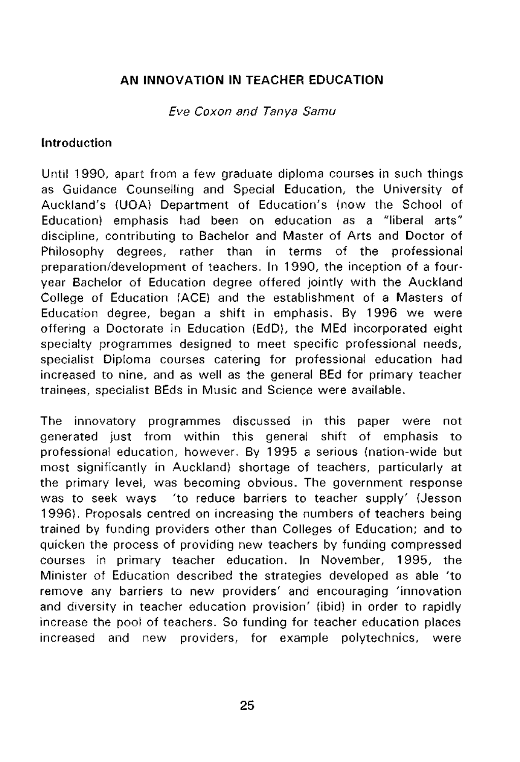# AN INNOVATION IN TEACHER EDUCATION

*Eve Coxon and Tanya Samu*

## Introduction

Until 1990, apart from a few graduate diploma courses in such things as Guidance Counselling and Special Education, the University of Auckland's (UOA) Department of Education's (now the School of Education) emphasis had been on education as a "liberal arts" discipline, contributing to Bachelor and Master of Arts and Doctor of Philosophy degrees, rather than in terms of the professional preparation/development of teachers. In 1990, the inception of a four-year Bachelor of Education degree offered jointly with the Auckland College of Education (ACE) and the establishment of a Masters of Education degree, began a shift in emphasis. By 1996 we were offering a Doctorate in Education (EdD), the MEd incorporated eight specialty programmes designed to meet specific professional needs, specialist Diploma courses catering for professional education had increased to nine, and as well as the general BEd for primary teacher trainees, specialist BEds in Music and Science were available.

The innovatory programmes discussed in this paper were not generated just from within this general shift of emphasis to professional education, however. By 1995 a serious (nation-wide but most significantly in Auckland) shortage of teachers, particularly at the primary level, was becoming obvious. The government response was to seek ways 'to reduce barriers to teacher supply' (Jesson 1996). Proposals centred on increasing the numbers of teachers being trained by funding providers other than Colleges of Education; and to quicken the process of providing new teachers by funding compressed courses in primary teacher education. In November, 1995, the Minister of Education described the strategies developed as able 'to remove any barriers to new providers' and encouraging 'innovation and diversity in teacher education provision' (ibid) in order to rapidly increase the pool of teachers. So funding for teacher education places increased and new providers, for example polytechnics, were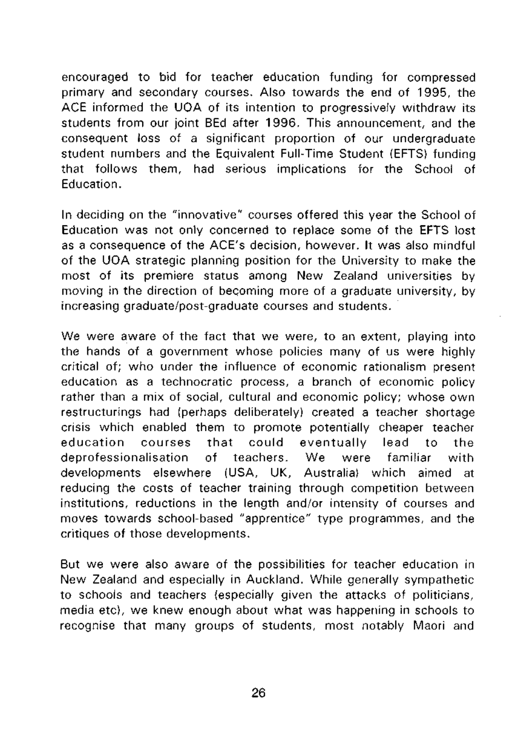encouraged to bid for teacher education funding for compressed primary and secondary courses. Also towards the end of 1995, the ACE informed the UOA of its intention to progressively withdraw its students from our joint BEd after 1996. This announcement, and the consequent loss of a significant proportion of our undergraduate student numbers and the Equivalent Full-Time Student (EFTS) funding that follows them, had serious implications for the School of Education.

In deciding on the "innovative" courses offered this year the School of Education was not only concerned to replace some of the EFTS lost as a consequence of the ACE's decision, however. It was also mindful of the UOA strategic planning position for the University to make the most of its premiere status among New Zealand universities by moving in the direction of becoming more of a graduate university, by increasing graduate/post-graduate courses and students.

We were aware of the fact that we were, to an extent, playing into the hands of a government whose policies many of us were highly critical of; who under the influence of economic rationalism present education as a technocratic process, a branch of economic policy rather than a mix of social, cultural and economic policy; whose own restructurings had (perhaps deliberately) created a teacher shortage crisis which enabled them to promote potentially cheaper teacher education courses that could eventually lead to the deprofessionalisation of teachers. We were familiar with developments elsewhere (USA, UK, Australia) which aimed at reducing the costs of teacher training through competition between institutions, reductions in the length and/or intensity of courses and moves towards school-based "apprentice" type programmes, and the critiques of those developments.

But we were also aware of the possibilities for teacher education in New Zealand and especially in Auckland. While generally sympathetic to schools and teachers (especially given the attacks of politicians, media etc), we knew enough about what was happening in schools to recognise that many groups of students, most notably Maori and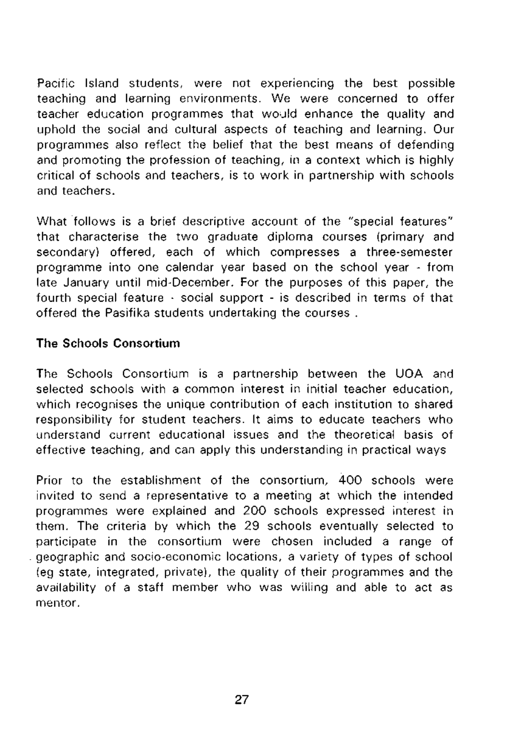Pacific Island students, were not experiencing the best possible teaching and learning environments. We were concerned to offer teacher education programmes that would enhance the quality and uphold the social and cultural aspects of teaching and learning. Our programmes also reflect the belief that the best means of defending and promoting the profession of teaching, in a context which is highly critical of schools and teachers, is to work in partnership with schools and teachers.

What follows is a brief descriptive account of the "special features" that characterise the two graduate diploma courses (primary and secondary) offered, each of which compresses a three-semester programme into one calendar year based on the school year - from late January until mid-December. For the purposes of this paper, the fourth special feature - social support - is described in terms of that offered the Pasifika students undertaking the courses .

**The Schools Consortium**

The Schools Consortium is a partnership between the UOA and selected schools with a common interest in initial teacher education, which recognises the unique contribution of each institution to shared responsibility for student teachers. It aims to educate teachers who understand current educational issues and the theoretical basis of effective teaching, and can apply this understanding in practical ways

Prior to the establishment of the consortium, 400 schools were invited to send a representative to a meeting at which the intended programmes were explained and 200 schools expressed interest in them. The criteria by which the 29 schools eventually selected to participate in the consortium were chosen included a range of geographic and socio-economic locations, a variety of types of school (eg state, integrated, private), the quality of their programmes and the availability of a staff member who was willing and able to act as mentor.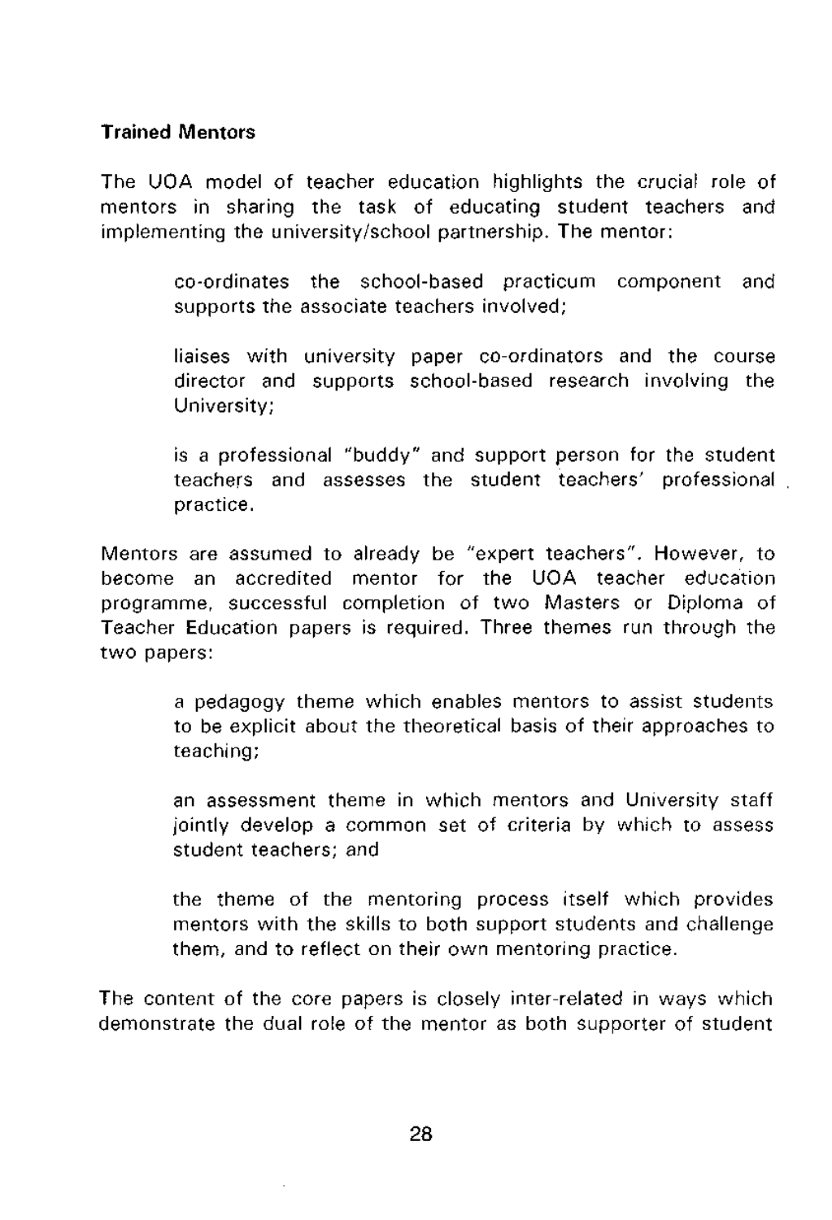### Trained Mentors

The UOA model of teacher education highlights the crucial role of mentors in sharing the task of educating student teachers and implementing the university/school partnership. The mentor:

> co-ordinates the school-based practicum component and supports the associate teachers involved;
>
> liaises with university paper co-ordinators and the course director and supports school-based research involving the University;
>
> is a professional "buddy" and support person for the student teachers and assesses the student teachers' professional practice.

Mentors are assumed to already be "expert teachers". However, to become an accredited mentor for the UOA teacher education programme, successful completion of two Masters or Diploma of Teacher Education papers is required. Three themes run through the two papers:

> a pedagogy theme which enables mentors to assist students to be explicit about the theoretical basis of their approaches to teaching;
>
> an assessment theme in which mentors and University staff jointly develop a common set of criteria by which to assess student teachers; and
>
> the theme of the mentoring process itself which provides mentors with the skills to both support students and challenge them, and to reflect on their own mentoring practice.

The content of the core papers is closely inter-related in ways which demonstrate the dual role of the mentor as both supporter of student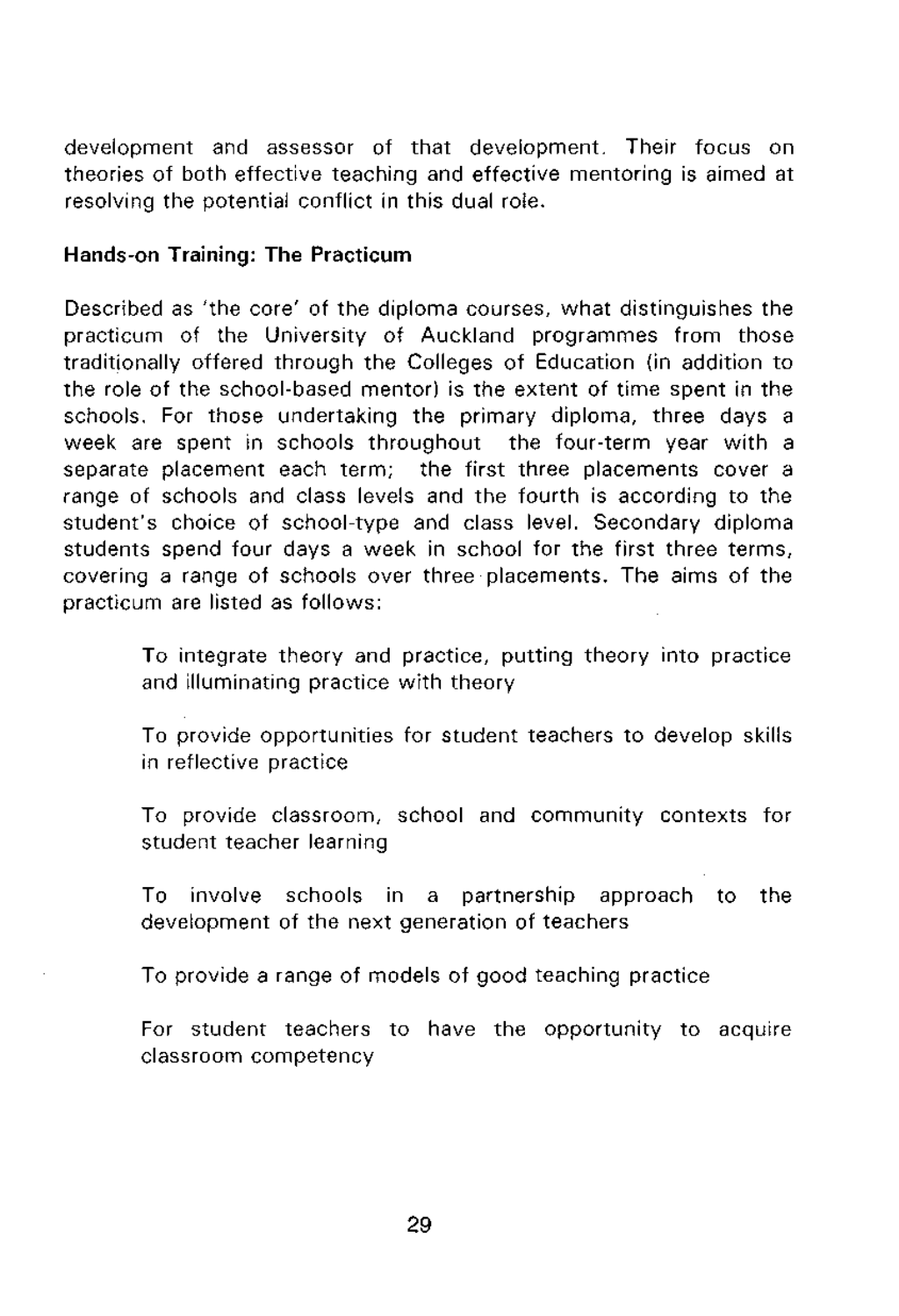development and assessor of that development. Their focus on theories of both effective teaching and effective mentoring is aimed at resolving the potential conflict in this dual role.

**Hands-on Training: The Practicum**

Described as 'the core' of the diploma courses, what distinguishes the practicum of the University of Auckland programmes from those traditionally offered through the Colleges of Education (in addition to the role of the school-based mentor) is the extent of time spent in the schools. For those undertaking the primary diploma, three days a week are spent in schools throughout the four-term year with a separate placement each term; the first three placements cover a range of schools and class levels and the fourth is according to the student's choice of school-type and class level. Secondary diploma students spend four days a week in school for the first three terms, covering a range of schools over three placements. The aims of the practicum are listed as follows:

> To integrate theory and practice, putting theory into practice and illuminating practice with theory
>
> To provide opportunities for student teachers to develop skills in reflective practice
>
> To provide classroom, school and community contexts for student teacher learning
>
> To involve schools in a partnership approach to the development of the next generation of teachers
>
> To provide a range of models of good teaching practice
>
> For student teachers to have the opportunity to acquire classroom competency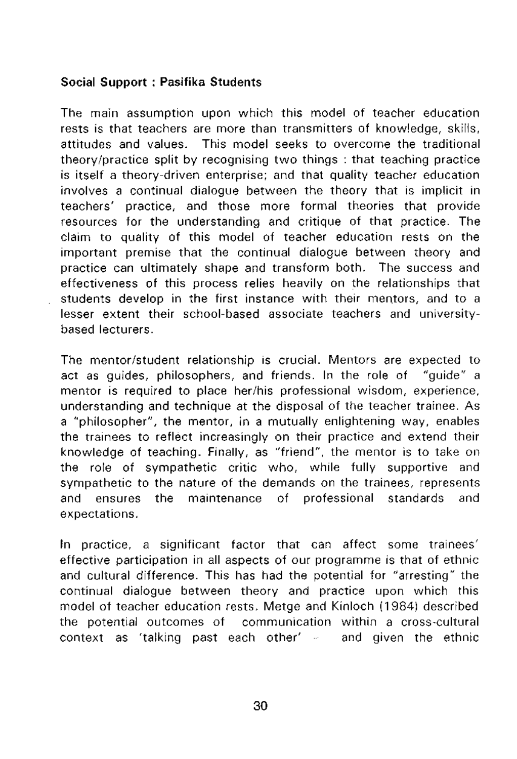**Social Support : Pasifika Students**

The main assumption upon which this model of teacher education rests is that teachers are more than transmitters of knowledge, skills, attitudes and values. This model seeks to overcome the traditional theory/practice split by recognising two things : that teaching practice is itself a theory-driven enterprise; and that quality teacher education involves a continual dialogue between the theory that is implicit in teachers' practice, and those more formal theories that provide resources for the understanding and critique of that practice. The claim to quality of this model of teacher education rests on the important premise that the continual dialogue between theory and practice can ultimately shape and transform both. The success and effectiveness of this process relies heavily on the relationships that students develop in the first instance with their mentors, and to a lesser extent their school-based associate teachers and university-based lecturers.

The mentor/student relationship is crucial. Mentors are expected to act as guides, philosophers, and friends. In the role of "guide" a mentor is required to place her/his professional wisdom, experience, understanding and technique at the disposal of the teacher trainee. As a "philosopher", the mentor, in a mutually enlightening way, enables the trainees to reflect increasingly on their practice and extend their knowledge of teaching. Finally, as "friend", the mentor is to take on the role of sympathetic critic who, while fully supportive and sympathetic to the nature of the demands on the trainees, represents and ensures the maintenance of professional standards and expectations.

In practice, a significant factor that can affect some trainees' effective participation in all aspects of our programme is that of ethnic and cultural difference. This has had the potential for "arresting" the continual dialogue between theory and practice upon which this model of teacher education rests. Metge and Kinloch (1984) described the potential outcomes of communication within a cross-cultural context as 'talking past each other' – and given the ethnic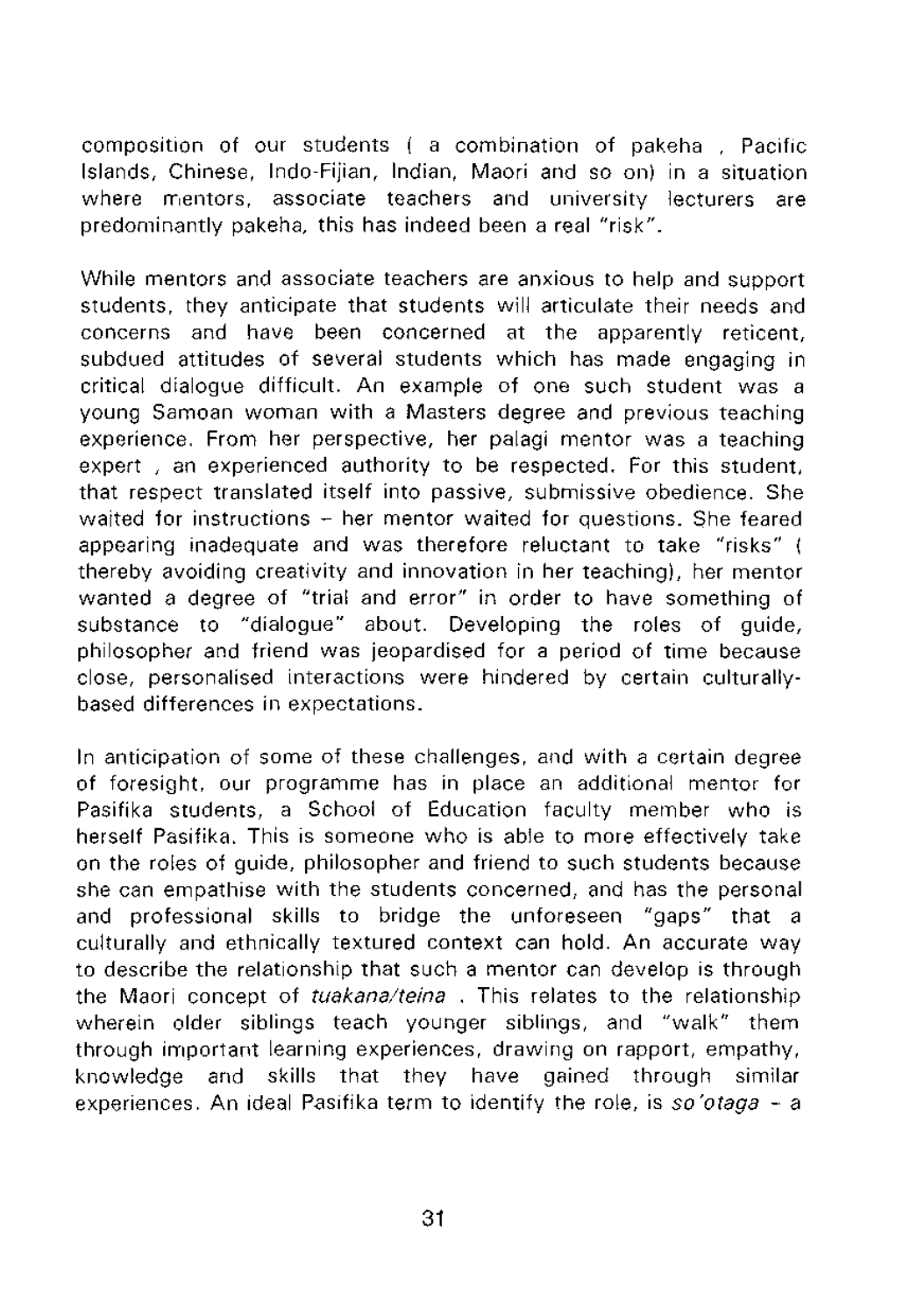composition of our students ( a combination of pakeha , Pacific Islands, Chinese, Indo-Fijian, Indian, Maori and so on) in a situation where mentors, associate teachers and university lecturers are predominantly pakeha, this has indeed been a real "risk".

While mentors and associate teachers are anxious to help and support students, they anticipate that students will articulate their needs and concerns and have been concerned at the apparently reticent, subdued attitudes of several students which has made engaging in critical dialogue difficult. An example of one such student was a young Samoan woman with a Masters degree and previous teaching experience. From her perspective, her palagi mentor was a teaching expert , an experienced authority to be respected. For this student, that respect translated itself into passive, submissive obedience. She waited for instructions – her mentor waited for questions. She feared appearing inadequate and was therefore reluctant to take "risks" ( thereby avoiding creativity and innovation in her teaching), her mentor wanted a degree of "trial and error" in order to have something of substance to "dialogue" about. Developing the roles of guide, philosopher and friend was jeopardised for a period of time because close, personalised interactions were hindered by certain culturally-based differences in expectations.

In anticipation of some of these challenges, and with a certain degree of foresight, our programme has in place an additional mentor for Pasifika students, a School of Education faculty member who is herself Pasifika. This is someone who is able to more effectively take on the roles of guide, philosopher and friend to such students because she can empathise with the students concerned, and has the personal and professional skills to bridge the unforeseen "gaps" that a culturally and ethnically textured context can hold. An accurate way to describe the relationship that such a mentor can develop is through the Maori concept of *tuakana/teina* . This relates to the relationship wherein older siblings teach younger siblings, and "walk" them through important learning experiences, drawing on rapport, empathy, knowledge and skills that they have gained through similar experiences. An ideal Pasifika term to identify the role, is *so'otaga* – a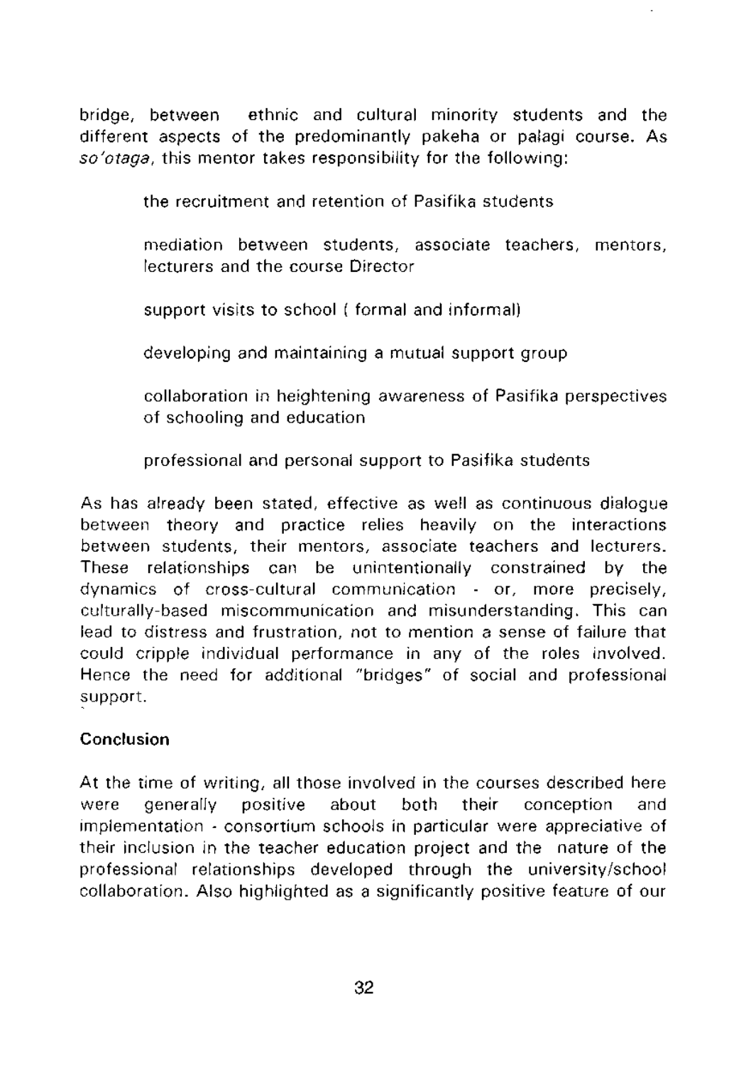bridge, between ethnic and cultural minority students and the different aspects of the predominantly pakeha or palagi course. As *so'otaga*, this mentor takes responsibility for the following:

- the recruitment and retention of Pasifika students
- mediation between students, associate teachers, mentors, lecturers and the course Director
- support visits to school ( formal and informal)
- developing and maintaining a mutual support group
- collaboration in heightening awareness of Pasifika perspectives of schooling and education
- professional and personal support to Pasifika students

As has already been stated, effective as well as continuous dialogue between theory and practice relies heavily on the interactions between students, their mentors, associate teachers and lecturers. These relationships can be unintentionally constrained by the dynamics of cross-cultural communication - or, more precisely, culturally-based miscommunication and misunderstanding. This can lead to distress and frustration, not to mention a sense of failure that could cripple individual performance in any of the roles involved. Hence the need for additional "bridges" of social and professional support.

**Conclusion**

At the time of writing, all those involved in the courses described here were generally positive about both their conception and implementation - consortium schools in particular were appreciative of their inclusion in the teacher education project and the nature of the professional relationships developed through the university/school collaboration. Also highlighted as a significantly positive feature of our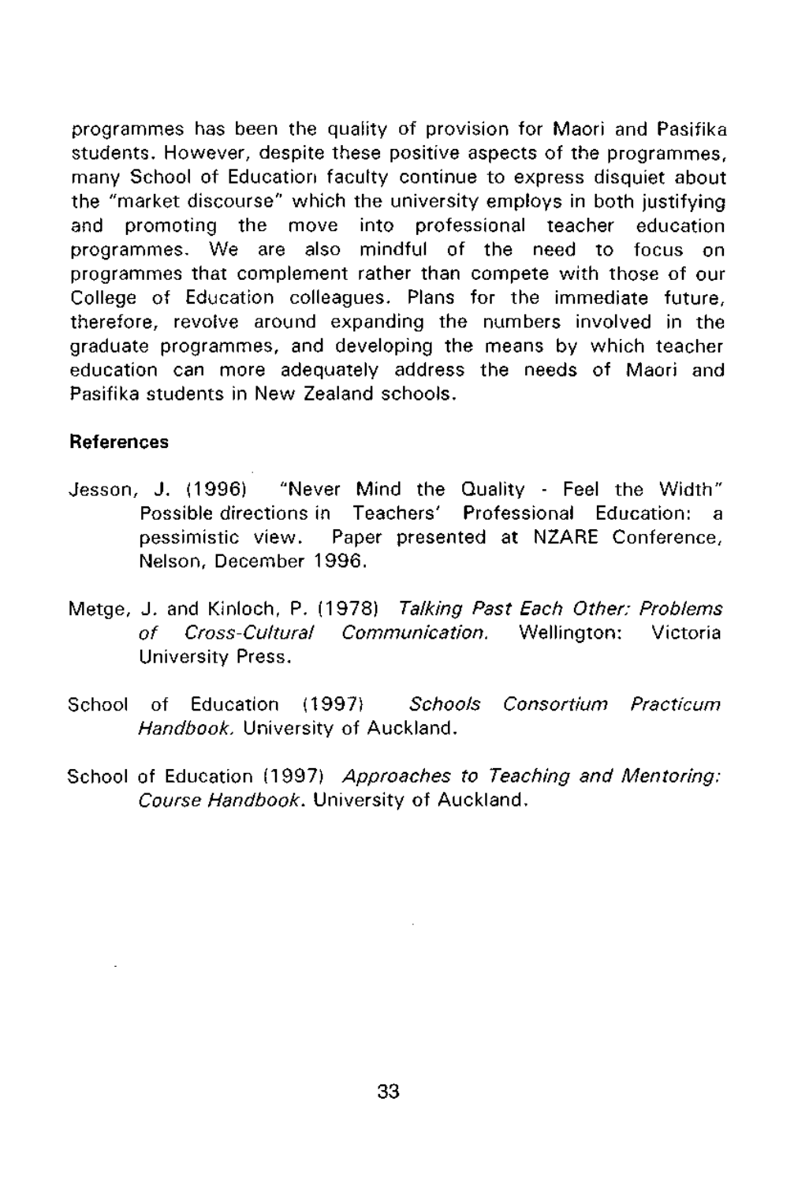programmes has been the quality of provision for Maori and Pasifika students. However, despite these positive aspects of the programmes, many School of Education faculty continue to express disquiet about the "market discourse" which the university employs in both justifying and promoting the move into professional teacher education programmes. We are also mindful of the need to focus on programmes that complement rather than compete with those of our College of Education colleagues. Plans for the immediate future, therefore, revolve around expanding the numbers involved in the graduate programmes, and developing the means by which teacher education can more adequately address the needs of Maori and Pasifika students in New Zealand schools.

**References**

Jesson, J. (1996) "Never Mind the Quality - Feel the Width" Possible directions in Teachers' Professional Education: a pessimistic view. Paper presented at NZARE Conference, Nelson, December 1996.

Metge, J. and Kinloch, P. (1978) *Talking Past Each Other: Problems of Cross-Cultural Communication.* Wellington: Victoria University Press.

School of Education (1997) *Schools Consortium Practicum Handbook.* University of Auckland.

School of Education (1997) *Approaches to Teaching and Mentoring: Course Handbook.* University of Auckland.